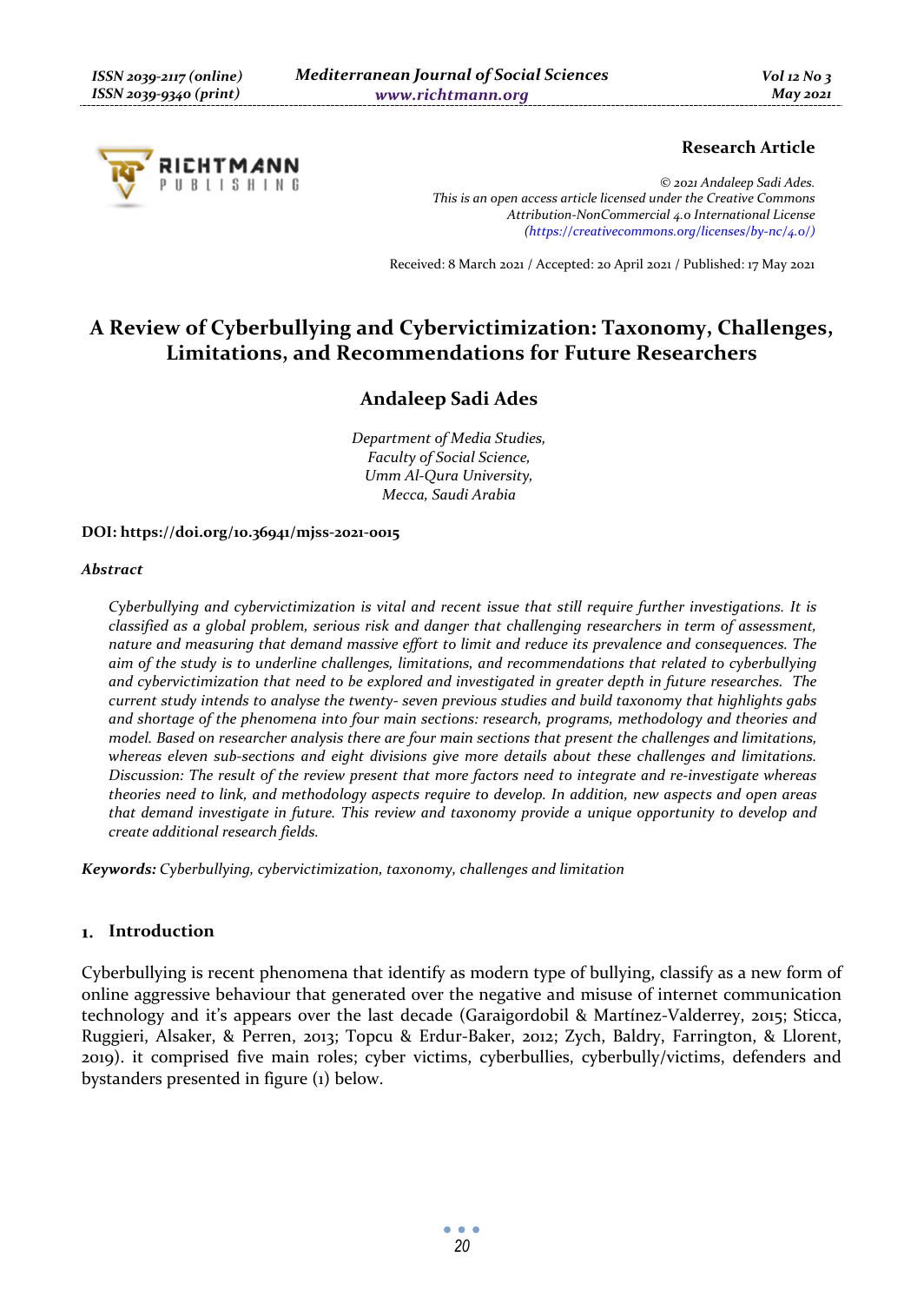**Research Article**

*© 2021 Andaleep Sadi Ades.*
*This is an open access article licensed under the Creative Commons Attribution-NonCommercial 4.0 International License (https://creativecommons.org/licenses/by-nc/4.0/)*

Received: 8 March 2021 / Accepted: 20 April 2021 / Published: 17 May 2021

# A Review of Cyberbullying and Cybervictimization: Taxonomy, Challenges, Limitations, and Recommendations for Future Researchers

## Andaleep Sadi Ades

*Department of Media Studies,*
*Faculty of Social Science,*
*Umm Al-Qura University,*
*Mecca, Saudi Arabia*

**DOI: https://doi.org/10.36941/mjss-2021-0015**

***Abstract***

*Cyberbullying and cybervictimization is vital and recent issue that still require further investigations. It is classified as a global problem, serious risk and danger that challenging researchers in term of assessment, nature and measuring that demand massive effort to limit and reduce its prevalence and consequences. The aim of the study is to underline challenges, limitations, and recommendations that related to cyberbullying and cybervictimization that need to be explored and investigated in greater depth in future researches. The current study intends to analyse the twenty- seven previous studies and build taxonomy that highlights gabs and shortage of the phenomena into four main sections: research, programs, methodology and theories and model. Based on researcher analysis there are four main sections that present the challenges and limitations, whereas eleven sub-sections and eight divisions give more details about these challenges and limitations. Discussion: The result of the review present that more factors need to integrate and re-investigate whereas theories need to link, and methodology aspects require to develop. In addition, new aspects and open areas that demand investigate in future. This review and taxonomy provide a unique opportunity to develop and create additional research fields.*

**Keywords:** *Cyberbullying, cybervictimization, taxonomy, challenges and limitation*

## 1. Introduction

Cyberbullying is recent phenomena that identify as modern type of bullying, classify as a new form of online aggressive behaviour that generated over the negative and misuse of internet communication technology and it's appears over the last decade (Garaigordobil & Martínez-Valderrey, 2015; Sticca, Ruggieri, Alsaker, & Perren, 2013; Topcu & Erdur-Baker, 2012; Zych, Baldry, Farrington, & Llorent, 2019). it comprised five main roles; cyber victims, cyberbullies, cyberbully/victims, defenders and bystanders presented in figure (1) below.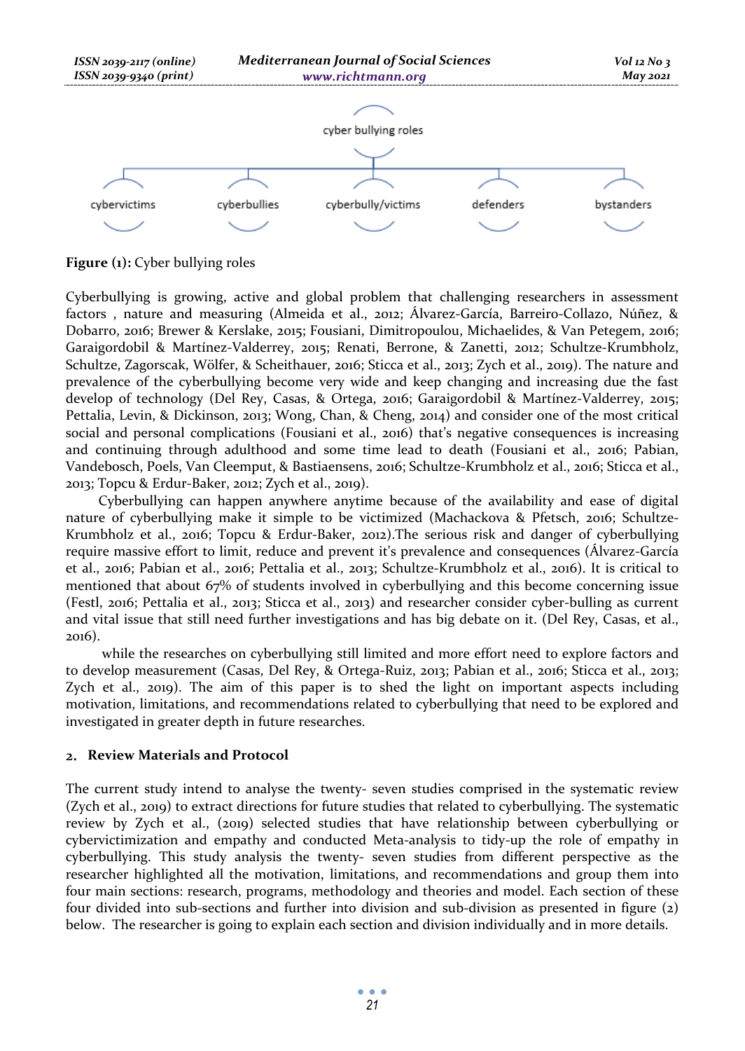cyber bullying roles

cybervictims | cyberbullies | cyberbully/victims | defenders | bystanders

**Figure (1):** Cyber bullying roles

Cyberbullying is growing, active and global problem that challenging researchers in assessment factors , nature and measuring (Almeida et al., 2012; Álvarez-García, Barreiro-Collazo, Núñez, & Dobarro, 2016; Brewer & Kerslake, 2015; Fousiani, Dimitropoulou, Michaelides, & Van Petegem, 2016; Garaigordobil & Martínez-Valderrey, 2015; Renati, Berrone, & Zanetti, 2012; Schultze-Krumbholz, Schultze, Zagorscak, Wölfer, & Scheithauer, 2016; Sticca et al., 2013; Zych et al., 2019). The nature and prevalence of the cyberbullying become very wide and keep changing and increasing due the fast develop of technology (Del Rey, Casas, & Ortega, 2016; Garaigordobil & Martínez-Valderrey, 2015; Pettalia, Levin, & Dickinson, 2013; Wong, Chan, & Cheng, 2014) and consider one of the most critical social and personal complications (Fousiani et al., 2016) that's negative consequences is increasing and continuing through adulthood and some time lead to death (Fousiani et al., 2016; Pabian, Vandebosch, Poels, Van Cleemput, & Bastiaensens, 2016; Schultze-Krumbholz et al., 2016; Sticca et al., 2013; Topcu & Erdur-Baker, 2012; Zych et al., 2019).

Cyberbullying can happen anywhere anytime because of the availability and ease of digital nature of cyberbullying make it simple to be victimized (Machackova & Pfetsch, 2016; Schultze-Krumbholz et al., 2016; Topcu & Erdur-Baker, 2012).The serious risk and danger of cyberbullying require massive effort to limit, reduce and prevent it's prevalence and consequences (Álvarez-García et al., 2016; Pabian et al., 2016; Pettalia et al., 2013; Schultze-Krumbholz et al., 2016). It is critical to mentioned that about 67% of students involved in cyberbullying and this become concerning issue (Festl, 2016; Pettalia et al., 2013; Sticca et al., 2013) and researcher consider cyber-bulling as current and vital issue that still need further investigations and has big debate on it. (Del Rey, Casas, et al., 2016).

while the researches on cyberbullying still limited and more effort need to explore factors and to develop measurement (Casas, Del Rey, & Ortega-Ruiz, 2013; Pabian et al., 2016; Sticca et al., 2013; Zych et al., 2019). The aim of this paper is to shed the light on important aspects including motivation, limitations, and recommendations related to cyberbullying that need to be explored and investigated in greater depth in future researches.

## 2. Review Materials and Protocol

The current study intend to analyse the twenty- seven studies comprised in the systematic review (Zych et al., 2019) to extract directions for future studies that related to cyberbullying. The systematic review by Zych et al., (2019) selected studies that have relationship between cyberbullying or cybervictimization and empathy and conducted Meta-analysis to tidy-up the role of empathy in cyberbullying. This study analysis the twenty- seven studies from different perspective as the researcher highlighted all the motivation, limitations, and recommendations and group them into four main sections: research, programs, methodology and theories and model. Each section of these four divided into sub-sections and further into division and sub-division as presented in figure (2) below. The researcher is going to explain each section and division individually and in more details.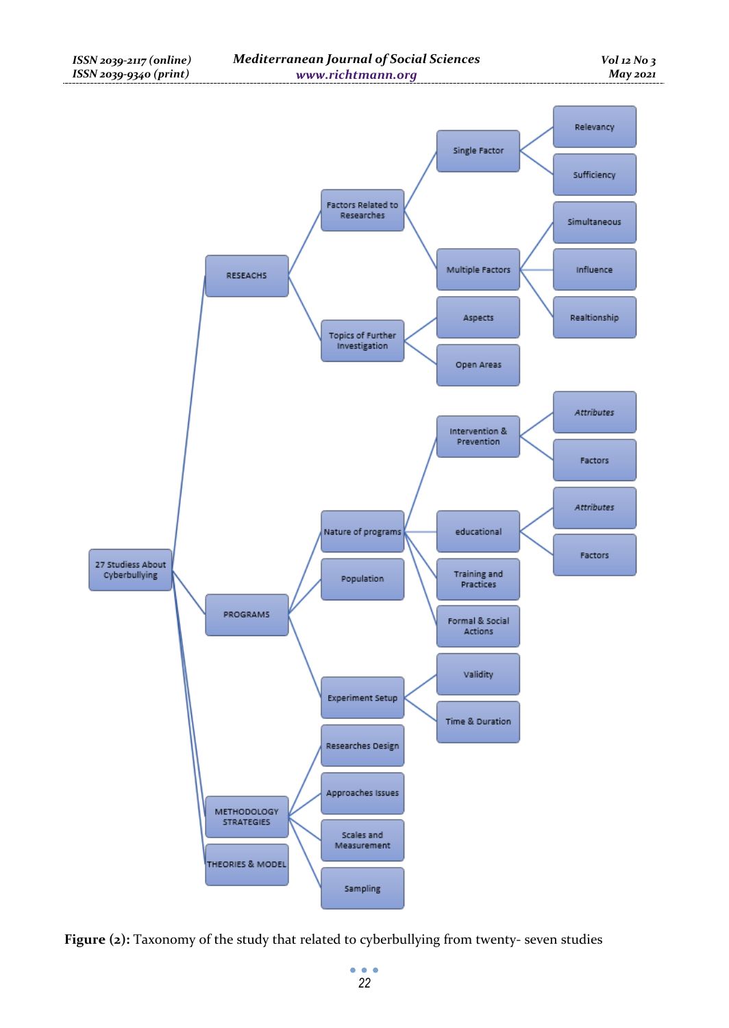- 27 Studiess About Cyberbullying
  - RESEACHS
    - Factors Related to Researches
      - Single Factor
        - Relevancy
        - Sufficiency
      - Multiple Factors
        - Simultaneous
        - Influence
        - Realtionship
    - Topics of Further Investigation
      - Aspects
      - Open Areas
  - PROGRAMS
    - Nature of programs
      - Intervention & Prevention
        - *Attributes*
        - Factors
      - educational
        - *Attributes*
        - Factors
      - Training and Practices
      - Formal & Social Actions
    - Population
    - Experiment Setup
      - Validity
      - Time & Duration
  - METHODOLOGY STRATEGIES
    - Researches Design
    - Approaches Issues
    - Scales and Measurement
    - Sampling
  - THEORIES & MODEL

**Figure (2):** Taxonomy of the study that related to cyberbullying from twenty- seven studies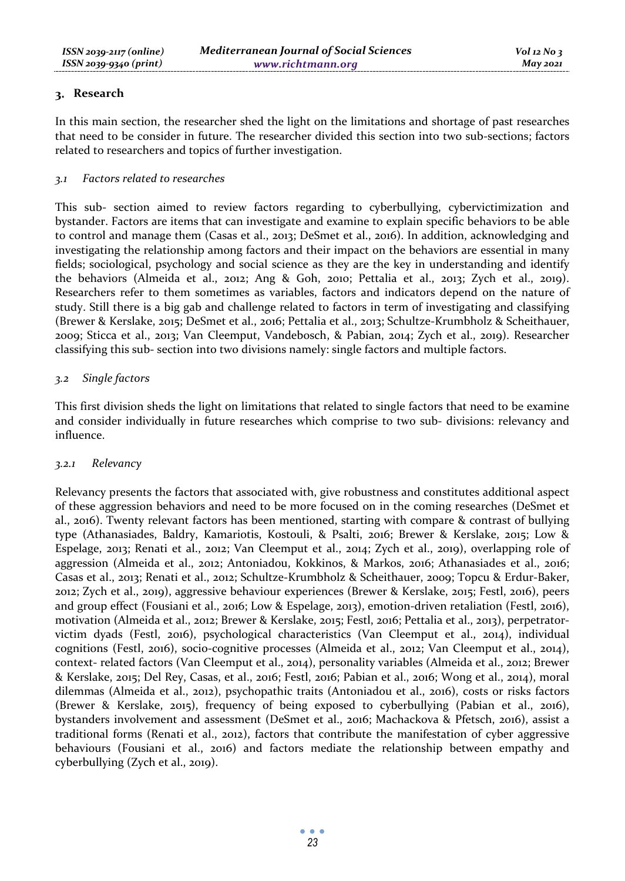## 3. Research

In this main section, the researcher shed the light on the limitations and shortage of past researches that need to be consider in future. The researcher divided this section into two sub-sections; factors related to researchers and topics of further investigation.

### *3.1 Factors related to researches*

This sub- section aimed to review factors regarding to cyberbullying, cybervictimization and bystander. Factors are items that can investigate and examine to explain specific behaviors to be able to control and manage them (Casas et al., 2013; DeSmet et al., 2016). In addition, acknowledging and investigating the relationship among factors and their impact on the behaviors are essential in many fields; sociological, psychology and social science as they are the key in understanding and identify the behaviors (Almeida et al., 2012; Ang & Goh, 2010; Pettalia et al., 2013; Zych et al., 2019). Researchers refer to them sometimes as variables, factors and indicators depend on the nature of study. Still there is a big gab and challenge related to factors in term of investigating and classifying (Brewer & Kerslake, 2015; DeSmet et al., 2016; Pettalia et al., 2013; Schultze-Krumbholz & Scheithauer, 2009; Sticca et al., 2013; Van Cleemput, Vandebosch, & Pabian, 2014; Zych et al., 2019). Researcher classifying this sub- section into two divisions namely: single factors and multiple factors.

### *3.2 Single factors*

This first division sheds the light on limitations that related to single factors that need to be examine and consider individually in future researches which comprise to two sub- divisions: relevancy and influence.

#### *3.2.1 Relevancy*

Relevancy presents the factors that associated with, give robustness and constitutes additional aspect of these aggression behaviors and need to be more focused on in the coming researches (DeSmet et al., 2016). Twenty relevant factors has been mentioned, starting with compare & contrast of bullying type (Athanasiades, Baldry, Kamariotis, Kostouli, & Psalti, 2016; Brewer & Kerslake, 2015; Low & Espelage, 2013; Renati et al., 2012; Van Cleemput et al., 2014; Zych et al., 2019), overlapping role of aggression (Almeida et al., 2012; Antoniadou, Kokkinos, & Markos, 2016; Athanasiades et al., 2016; Casas et al., 2013; Renati et al., 2012; Schultze-Krumbholz & Scheithauer, 2009; Topcu & Erdur-Baker, 2012; Zych et al., 2019), aggressive behaviour experiences (Brewer & Kerslake, 2015; Festl, 2016), peers and group effect (Fousiani et al., 2016; Low & Espelage, 2013), emotion-driven retaliation (Festl, 2016), motivation (Almeida et al., 2012; Brewer & Kerslake, 2015; Festl, 2016; Pettalia et al., 2013), perpetrator-victim dyads (Festl, 2016), psychological characteristics (Van Cleemput et al., 2014), individual cognitions (Festl, 2016), socio-cognitive processes (Almeida et al., 2012; Van Cleemput et al., 2014), context- related factors (Van Cleemput et al., 2014), personality variables (Almeida et al., 2012; Brewer & Kerslake, 2015; Del Rey, Casas, et al., 2016; Festl, 2016; Pabian et al., 2016; Wong et al., 2014), moral dilemmas (Almeida et al., 2012), psychopathic traits (Antoniadou et al., 2016), costs or risks factors (Brewer & Kerslake, 2015), frequency of being exposed to cyberbullying (Pabian et al., 2016), bystanders involvement and assessment (DeSmet et al., 2016; Machackova & Pfetsch, 2016), assist a traditional forms (Renati et al., 2012), factors that contribute the manifestation of cyber aggressive behaviours (Fousiani et al., 2016) and factors mediate the relationship between empathy and cyberbullying (Zych et al., 2019).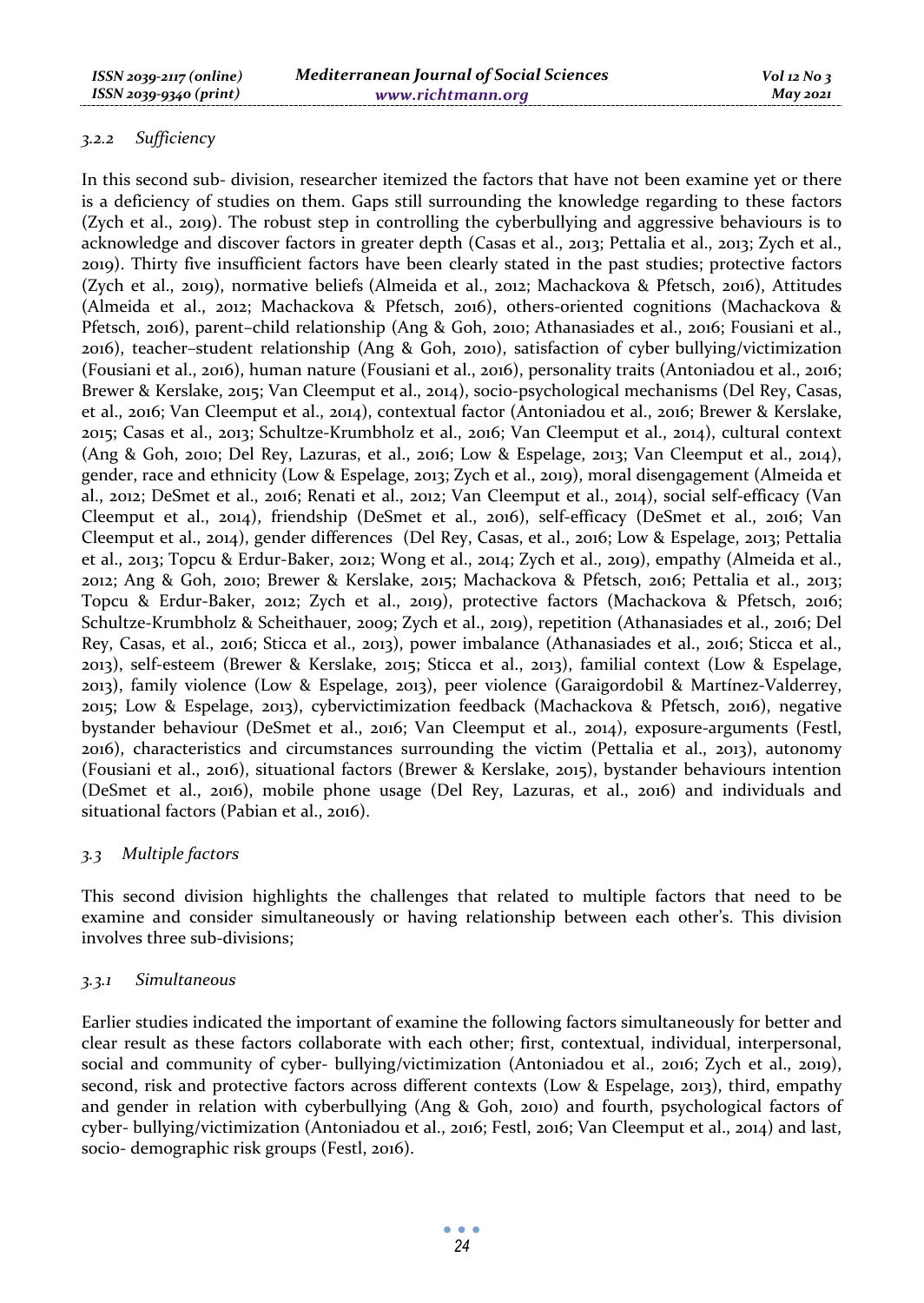#### *3.2.2 Sufficiency*

In this second sub- division, researcher itemized the factors that have not been examine yet or there is a deficiency of studies on them. Gaps still surrounding the knowledge regarding to these factors (Zych et al., 2019). The robust step in controlling the cyberbullying and aggressive behaviours is to acknowledge and discover factors in greater depth (Casas et al., 2013; Pettalia et al., 2013; Zych et al., 2019). Thirty five insufficient factors have been clearly stated in the past studies; protective factors (Zych et al., 2019), normative beliefs (Almeida et al., 2012; Machackova & Pfetsch, 2016), Attitudes (Almeida et al., 2012; Machackova & Pfetsch, 2016), others-oriented cognitions (Machackova & Pfetsch, 2016), parent–child relationship (Ang & Goh, 2010; Athanasiades et al., 2016; Fousiani et al., 2016), teacher–student relationship (Ang & Goh, 2010), satisfaction of cyber bullying/victimization (Fousiani et al., 2016), human nature (Fousiani et al., 2016), personality traits (Antoniadou et al., 2016; Brewer & Kerslake, 2015; Van Cleemput et al., 2014), socio-psychological mechanisms (Del Rey, Casas, et al., 2016; Van Cleemput et al., 2014), contextual factor (Antoniadou et al., 2016; Brewer & Kerslake, 2015; Casas et al., 2013; Schultze-Krumbholz et al., 2016; Van Cleemput et al., 2014), cultural context (Ang & Goh, 2010; Del Rey, Lazuras, et al., 2016; Low & Espelage, 2013; Van Cleemput et al., 2014), gender, race and ethnicity (Low & Espelage, 2013; Zych et al., 2019), moral disengagement (Almeida et al., 2012; DeSmet et al., 2016; Renati et al., 2012; Van Cleemput et al., 2014), social self-efficacy (Van Cleemput et al., 2014), friendship (DeSmet et al., 2016), self-efficacy (DeSmet et al., 2016; Van Cleemput et al., 2014), gender differences (Del Rey, Casas, et al., 2016; Low & Espelage, 2013; Pettalia et al., 2013; Topcu & Erdur-Baker, 2012; Wong et al., 2014; Zych et al., 2019), empathy (Almeida et al., 2012; Ang & Goh, 2010; Brewer & Kerslake, 2015; Machackova & Pfetsch, 2016; Pettalia et al., 2013; Topcu & Erdur-Baker, 2012; Zych et al., 2019), protective factors (Machackova & Pfetsch, 2016; Schultze-Krumbholz & Scheithauer, 2009; Zych et al., 2019), repetition (Athanasiades et al., 2016; Del Rey, Casas, et al., 2016; Sticca et al., 2013), power imbalance (Athanasiades et al., 2016; Sticca et al., 2013), self-esteem (Brewer & Kerslake, 2015; Sticca et al., 2013), familial context (Low & Espelage, 2013), family violence (Low & Espelage, 2013), peer violence (Garaigordobil & Martínez-Valderrey, 2015; Low & Espelage, 2013), cybervictimization feedback (Machackova & Pfetsch, 2016), negative bystander behaviour (DeSmet et al., 2016; Van Cleemput et al., 2014), exposure-arguments (Festl, 2016), characteristics and circumstances surrounding the victim (Pettalia et al., 2013), autonomy (Fousiani et al., 2016), situational factors (Brewer & Kerslake, 2015), bystander behaviours intention (DeSmet et al., 2016), mobile phone usage (Del Rey, Lazuras, et al., 2016) and individuals and situational factors (Pabian et al., 2016).

### *3.3 Multiple factors*

This second division highlights the challenges that related to multiple factors that need to be examine and consider simultaneously or having relationship between each other's. This division involves three sub-divisions;

#### *3.3.1 Simultaneous*

Earlier studies indicated the important of examine the following factors simultaneously for better and clear result as these factors collaborate with each other; first, contextual, individual, interpersonal, social and community of cyber- bullying/victimization (Antoniadou et al., 2016; Zych et al., 2019), second, risk and protective factors across different contexts (Low & Espelage, 2013), third, empathy and gender in relation with cyberbullying (Ang & Goh, 2010) and fourth, psychological factors of cyber- bullying/victimization (Antoniadou et al., 2016; Festl, 2016; Van Cleemput et al., 2014) and last, socio- demographic risk groups (Festl, 2016).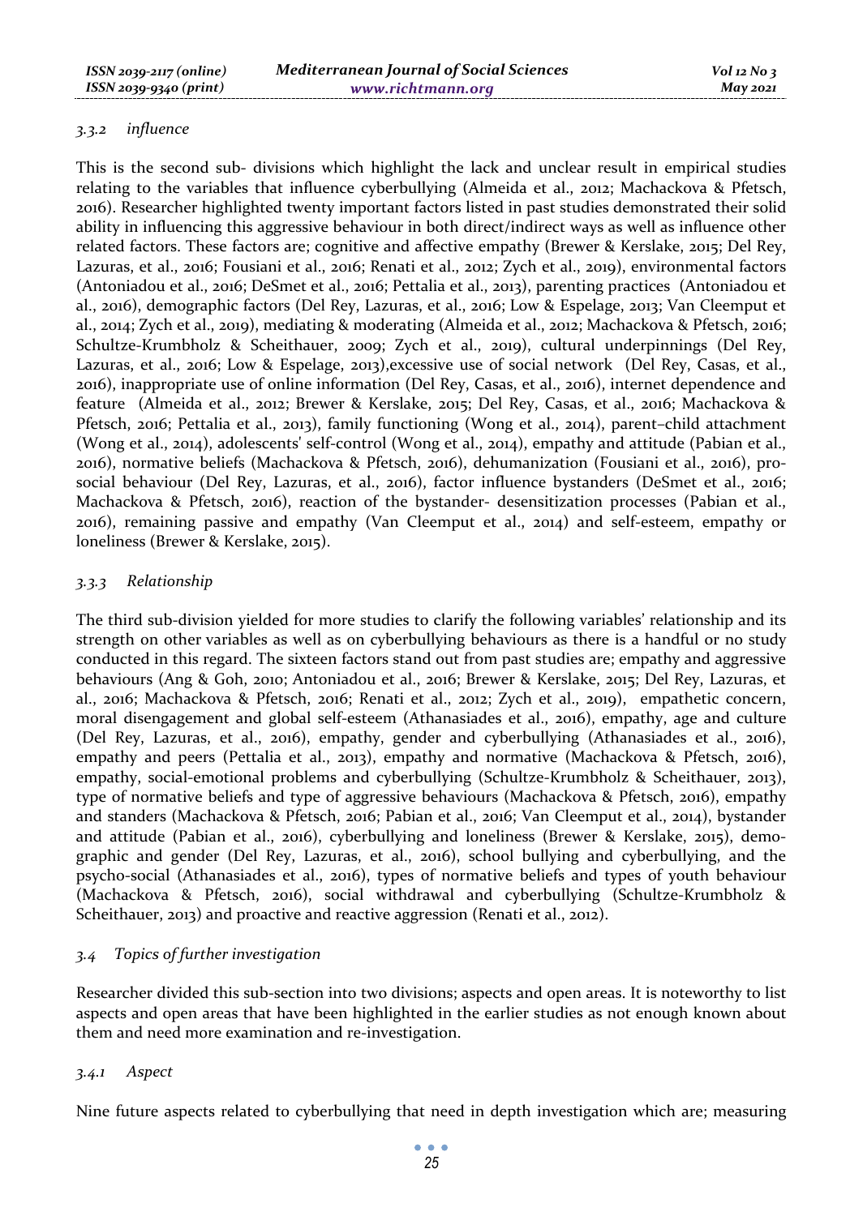#### *3.3.2 influence*

This is the second sub- divisions which highlight the lack and unclear result in empirical studies relating to the variables that influence cyberbullying (Almeida et al., 2012; Machackova & Pfetsch, 2016). Researcher highlighted twenty important factors listed in past studies demonstrated their solid ability in influencing this aggressive behaviour in both direct/indirect ways as well as influence other related factors. These factors are; cognitive and affective empathy (Brewer & Kerslake, 2015; Del Rey, Lazuras, et al., 2016; Fousiani et al., 2016; Renati et al., 2012; Zych et al., 2019), environmental factors (Antoniadou et al., 2016; DeSmet et al., 2016; Pettalia et al., 2013), parenting practices (Antoniadou et al., 2016), demographic factors (Del Rey, Lazuras, et al., 2016; Low & Espelage, 2013; Van Cleemput et al., 2014; Zych et al., 2019), mediating & moderating (Almeida et al., 2012; Machackova & Pfetsch, 2016; Schultze-Krumbholz & Scheithauer, 2009; Zych et al., 2019), cultural underpinnings (Del Rey, Lazuras, et al., 2016; Low & Espelage, 2013),excessive use of social network (Del Rey, Casas, et al., 2016), inappropriate use of online information (Del Rey, Casas, et al., 2016), internet dependence and feature (Almeida et al., 2012; Brewer & Kerslake, 2015; Del Rey, Casas, et al., 2016; Machackova & Pfetsch, 2016; Pettalia et al., 2013), family functioning (Wong et al., 2014), parent–child attachment (Wong et al., 2014), adolescents' self-control (Wong et al., 2014), empathy and attitude (Pabian et al., 2016), normative beliefs (Machackova & Pfetsch, 2016), dehumanization (Fousiani et al., 2016), pro-social behaviour (Del Rey, Lazuras, et al., 2016), factor influence bystanders (DeSmet et al., 2016; Machackova & Pfetsch, 2016), reaction of the bystander- desensitization processes (Pabian et al., 2016), remaining passive and empathy (Van Cleemput et al., 2014) and self-esteem, empathy or loneliness (Brewer & Kerslake, 2015).

#### *3.3.3 Relationship*

The third sub-division yielded for more studies to clarify the following variables' relationship and its strength on other variables as well as on cyberbullying behaviours as there is a handful or no study conducted in this regard. The sixteen factors stand out from past studies are; empathy and aggressive behaviours (Ang & Goh, 2010; Antoniadou et al., 2016; Brewer & Kerslake, 2015; Del Rey, Lazuras, et al., 2016; Machackova & Pfetsch, 2016; Renati et al., 2012; Zych et al., 2019), empathetic concern, moral disengagement and global self-esteem (Athanasiades et al., 2016), empathy, age and culture (Del Rey, Lazuras, et al., 2016), empathy, gender and cyberbullying (Athanasiades et al., 2016), empathy and peers (Pettalia et al., 2013), empathy and normative (Machackova & Pfetsch, 2016), empathy, social-emotional problems and cyberbullying (Schultze-Krumbholz & Scheithauer, 2013), type of normative beliefs and type of aggressive behaviours (Machackova & Pfetsch, 2016), empathy and standers (Machackova & Pfetsch, 2016; Pabian et al., 2016; Van Cleemput et al., 2014), bystander and attitude (Pabian et al., 2016), cyberbullying and loneliness (Brewer & Kerslake, 2015), demographic and gender (Del Rey, Lazuras, et al., 2016), school bullying and cyberbullying, and the psycho-social (Athanasiades et al., 2016), types of normative beliefs and types of youth behaviour (Machackova & Pfetsch, 2016), social withdrawal and cyberbullying (Schultze-Krumbholz & Scheithauer, 2013) and proactive and reactive aggression (Renati et al., 2012).

### *3.4 Topics of further investigation*

Researcher divided this sub-section into two divisions; aspects and open areas. It is noteworthy to list aspects and open areas that have been highlighted in the earlier studies as not enough known about them and need more examination and re-investigation.

#### *3.4.1 Aspect*

Nine future aspects related to cyberbullying that need in depth investigation which are; measuring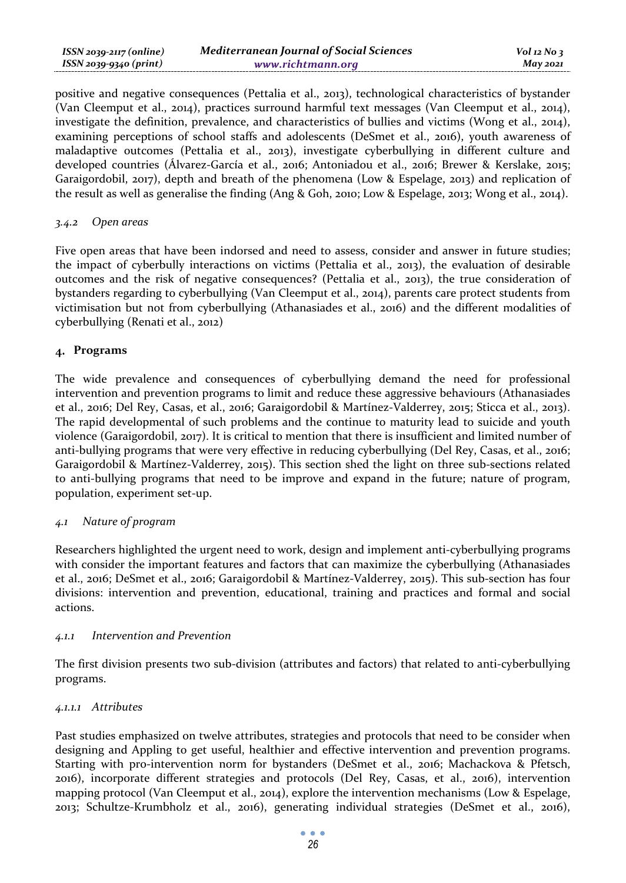positive and negative consequences (Pettalia et al., 2013), technological characteristics of bystander (Van Cleemput et al., 2014), practices surround harmful text messages (Van Cleemput et al., 2014), investigate the definition, prevalence, and characteristics of bullies and victims (Wong et al., 2014), examining perceptions of school staffs and adolescents (DeSmet et al., 2016), youth awareness of maladaptive outcomes (Pettalia et al., 2013), investigate cyberbullying in different culture and developed countries (Álvarez-García et al., 2016; Antoniadou et al., 2016; Brewer & Kerslake, 2015; Garaigordobil, 2017), depth and breath of the phenomena (Low & Espelage, 2013) and replication of the result as well as generalise the finding (Ang & Goh, 2010; Low & Espelage, 2013; Wong et al., 2014).

#### *3.4.2 Open areas*

Five open areas that have been indorsed and need to assess, consider and answer in future studies; the impact of cyberbully interactions on victims (Pettalia et al., 2013), the evaluation of desirable outcomes and the risk of negative consequences? (Pettalia et al., 2013), the true consideration of bystanders regarding to cyberbullying (Van Cleemput et al., 2014), parents care protect students from victimisation but not from cyberbullying (Athanasiades et al., 2016) and the different modalities of cyberbullying (Renati et al., 2012)

## 4. Programs

The wide prevalence and consequences of cyberbullying demand the need for professional intervention and prevention programs to limit and reduce these aggressive behaviours (Athanasiades et al., 2016; Del Rey, Casas, et al., 2016; Garaigordobil & Martínez-Valderrey, 2015; Sticca et al., 2013). The rapid developmental of such problems and the continue to maturity lead to suicide and youth violence (Garaigordobil, 2017). It is critical to mention that there is insufficient and limited number of anti-bullying programs that were very effective in reducing cyberbullying (Del Rey, Casas, et al., 2016; Garaigordobil & Martínez-Valderrey, 2015). This section shed the light on three sub-sections related to anti-bullying programs that need to be improve and expand in the future; nature of program, population, experiment set-up.

### *4.1 Nature of program*

Researchers highlighted the urgent need to work, design and implement anti-cyberbullying programs with consider the important features and factors that can maximize the cyberbullying (Athanasiades et al., 2016; DeSmet et al., 2016; Garaigordobil & Martínez-Valderrey, 2015). This sub-section has four divisions: intervention and prevention, educational, training and practices and formal and social actions.

#### *4.1.1 Intervention and Prevention*

The first division presents two sub-division (attributes and factors) that related to anti-cyberbullying programs.

##### *4.1.1.1 Attributes*

Past studies emphasized on twelve attributes, strategies and protocols that need to be consider when designing and Appling to get useful, healthier and effective intervention and prevention programs. Starting with pro-intervention norm for bystanders (DeSmet et al., 2016; Machackova & Pfetsch, 2016), incorporate different strategies and protocols (Del Rey, Casas, et al., 2016), intervention mapping protocol (Van Cleemput et al., 2014), explore the intervention mechanisms (Low & Espelage, 2013; Schultze-Krumbholz et al., 2016), generating individual strategies (DeSmet et al., 2016),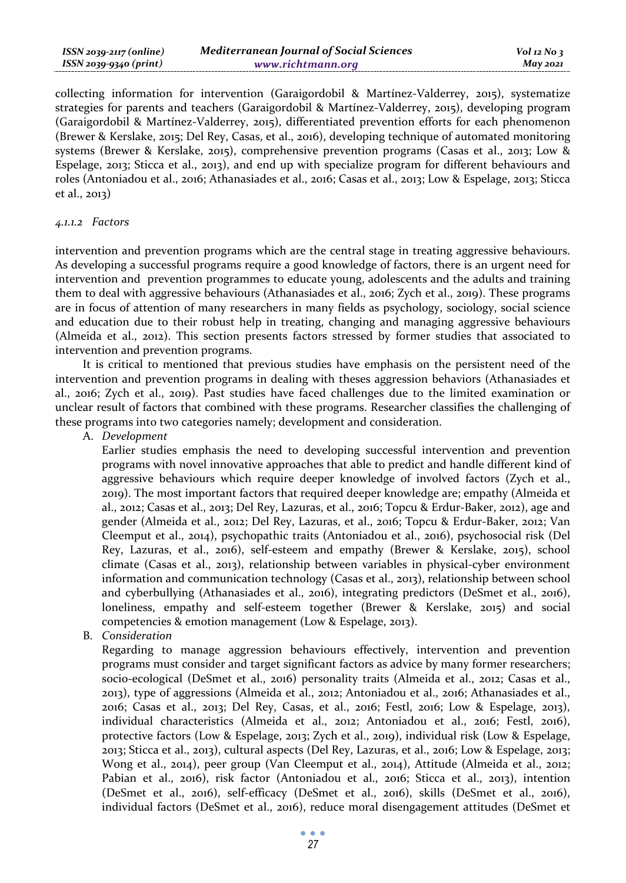collecting information for intervention (Garaigordobil & Martínez-Valderrey, 2015), systematize strategies for parents and teachers (Garaigordobil & Martínez-Valderrey, 2015), developing program (Garaigordobil & Martínez-Valderrey, 2015), differentiated prevention efforts for each phenomenon (Brewer & Kerslake, 2015; Del Rey, Casas, et al., 2016), developing technique of automated monitoring systems (Brewer & Kerslake, 2015), comprehensive prevention programs (Casas et al., 2013; Low & Espelage, 2013; Sticca et al., 2013), and end up with specialize program for different behaviours and roles (Antoniadou et al., 2016; Athanasiades et al., 2016; Casas et al., 2013; Low & Espelage, 2013; Sticca et al., 2013)

#### *4.1.1.2 Factors*

intervention and prevention programs which are the central stage in treating aggressive behaviours. As developing a successful programs require a good knowledge of factors, there is an urgent need for intervention and prevention programmes to educate young, adolescents and the adults and training them to deal with aggressive behaviours (Athanasiades et al., 2016; Zych et al., 2019). These programs are in focus of attention of many researchers in many fields as psychology, sociology, social science and education due to their robust help in treating, changing and managing aggressive behaviours (Almeida et al., 2012). This section presents factors stressed by former studies that associated to intervention and prevention programs.

It is critical to mentioned that previous studies have emphasis on the persistent need of the intervention and prevention programs in dealing with theses aggression behaviors (Athanasiades et al., 2016; Zych et al., 2019). Past studies have faced challenges due to the limited examination or unclear result of factors that combined with these programs. Researcher classifies the challenging of these programs into two categories namely; development and consideration.

A. *Development*

Earlier studies emphasis the need to developing successful intervention and prevention programs with novel innovative approaches that able to predict and handle different kind of aggressive behaviours which require deeper knowledge of involved factors (Zych et al., 2019). The most important factors that required deeper knowledge are; empathy (Almeida et al., 2012; Casas et al., 2013; Del Rey, Lazuras, et al., 2016; Topcu & Erdur-Baker, 2012), age and gender (Almeida et al., 2012; Del Rey, Lazuras, et al., 2016; Topcu & Erdur-Baker, 2012; Van Cleemput et al., 2014), psychopathic traits (Antoniadou et al., 2016), psychosocial risk (Del Rey, Lazuras, et al., 2016), self-esteem and empathy (Brewer & Kerslake, 2015), school climate (Casas et al., 2013), relationship between variables in physical-cyber environment information and communication technology (Casas et al., 2013), relationship between school and cyberbullying (Athanasiades et al., 2016), integrating predictors (DeSmet et al., 2016), loneliness, empathy and self-esteem together (Brewer & Kerslake, 2015) and social competencies & emotion management (Low & Espelage, 2013).

B. *Consideration*

Regarding to manage aggression behaviours effectively, intervention and prevention programs must consider and target significant factors as advice by many former researchers; socio-ecological (DeSmet et al., 2016) personality traits (Almeida et al., 2012; Casas et al., 2013), type of aggressions (Almeida et al., 2012; Antoniadou et al., 2016; Athanasiades et al., 2016; Casas et al., 2013; Del Rey, Casas, et al., 2016; Festl, 2016; Low & Espelage, 2013), individual characteristics (Almeida et al., 2012; Antoniadou et al., 2016; Festl, 2016), protective factors (Low & Espelage, 2013; Zych et al., 2019), individual risk (Low & Espelage, 2013; Sticca et al., 2013), cultural aspects (Del Rey, Lazuras, et al., 2016; Low & Espelage, 2013; Wong et al., 2014), peer group (Van Cleemput et al., 2014), Attitude (Almeida et al., 2012; Pabian et al., 2016), risk factor (Antoniadou et al., 2016; Sticca et al., 2013), intention (DeSmet et al., 2016), self-efficacy (DeSmet et al., 2016), skills (DeSmet et al., 2016), individual factors (DeSmet et al., 2016), reduce moral disengagement attitudes (DeSmet et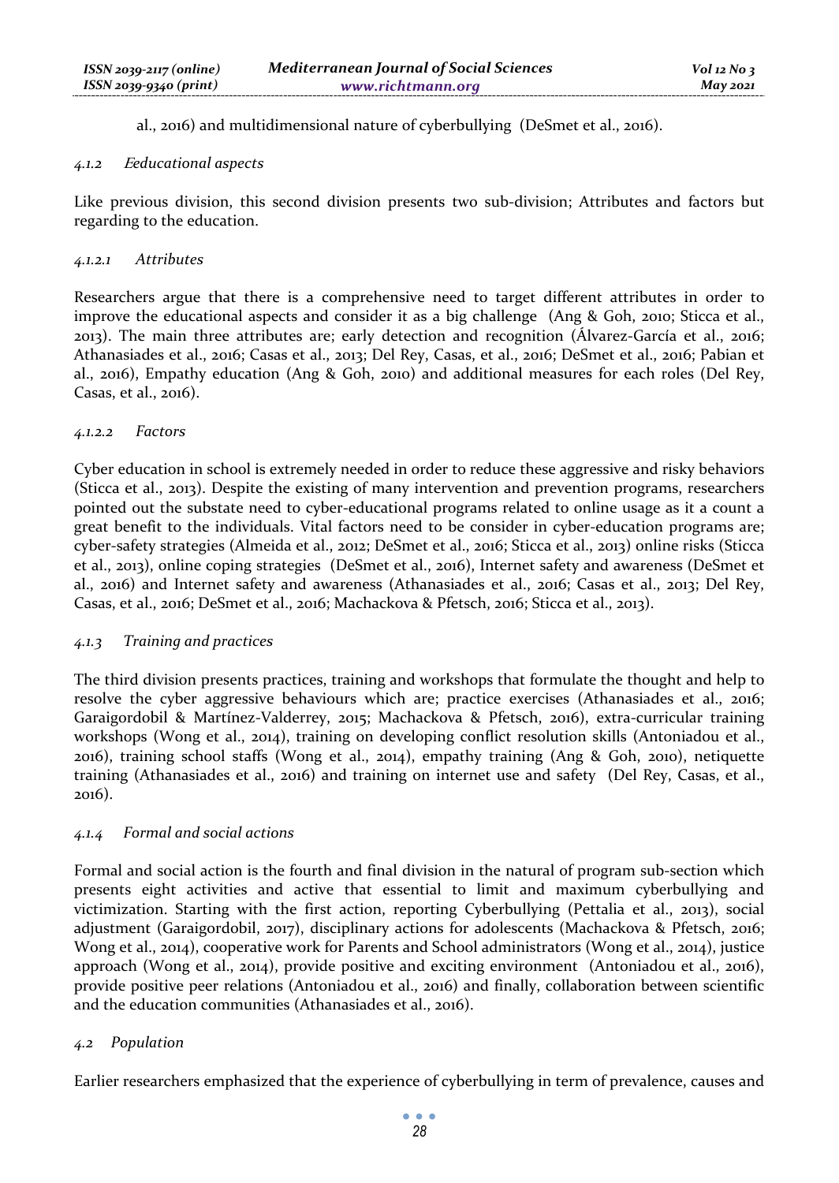al., 2016) and multidimensional nature of cyberbullying (DeSmet et al., 2016).

#### *4.1.2 Eeducational aspects*

Like previous division, this second division presents two sub-division; Attributes and factors but regarding to the education.

##### *4.1.2.1 Attributes*

Researchers argue that there is a comprehensive need to target different attributes in order to improve the educational aspects and consider it as a big challenge (Ang & Goh, 2010; Sticca et al., 2013). The main three attributes are; early detection and recognition (Álvarez-García et al., 2016; Athanasiades et al., 2016; Casas et al., 2013; Del Rey, Casas, et al., 2016; DeSmet et al., 2016; Pabian et al., 2016), Empathy education (Ang & Goh, 2010) and additional measures for each roles (Del Rey, Casas, et al., 2016).

##### *4.1.2.2 Factors*

Cyber education in school is extremely needed in order to reduce these aggressive and risky behaviors (Sticca et al., 2013). Despite the existing of many intervention and prevention programs, researchers pointed out the substate need to cyber-educational programs related to online usage as it a count a great benefit to the individuals. Vital factors need to be consider in cyber-education programs are; cyber-safety strategies (Almeida et al., 2012; DeSmet et al., 2016; Sticca et al., 2013) online risks (Sticca et al., 2013), online coping strategies (DeSmet et al., 2016), Internet safety and awareness (DeSmet et al., 2016) and Internet safety and awareness (Athanasiades et al., 2016; Casas et al., 2013; Del Rey, Casas, et al., 2016; DeSmet et al., 2016; Machackova & Pfetsch, 2016; Sticca et al., 2013).

#### *4.1.3 Training and practices*

The third division presents practices, training and workshops that formulate the thought and help to resolve the cyber aggressive behaviours which are; practice exercises (Athanasiades et al., 2016; Garaigordobil & Martínez-Valderrey, 2015; Machackova & Pfetsch, 2016), extra-curricular training workshops (Wong et al., 2014), training on developing conflict resolution skills (Antoniadou et al., 2016), training school staffs (Wong et al., 2014), empathy training (Ang & Goh, 2010), netiquette training (Athanasiades et al., 2016) and training on internet use and safety (Del Rey, Casas, et al., 2016).

#### *4.1.4 Formal and social actions*

Formal and social action is the fourth and final division in the natural of program sub-section which presents eight activities and active that essential to limit and maximum cyberbullying and victimization. Starting with the first action, reporting Cyberbullying (Pettalia et al., 2013), social adjustment (Garaigordobil, 2017), disciplinary actions for adolescents (Machackova & Pfetsch, 2016; Wong et al., 2014), cooperative work for Parents and School administrators (Wong et al., 2014), justice approach (Wong et al., 2014), provide positive and exciting environment (Antoniadou et al., 2016), provide positive peer relations (Antoniadou et al., 2016) and finally, collaboration between scientific and the education communities (Athanasiades et al., 2016).

### *4.2 Population*

Earlier researchers emphasized that the experience of cyberbullying in term of prevalence, causes and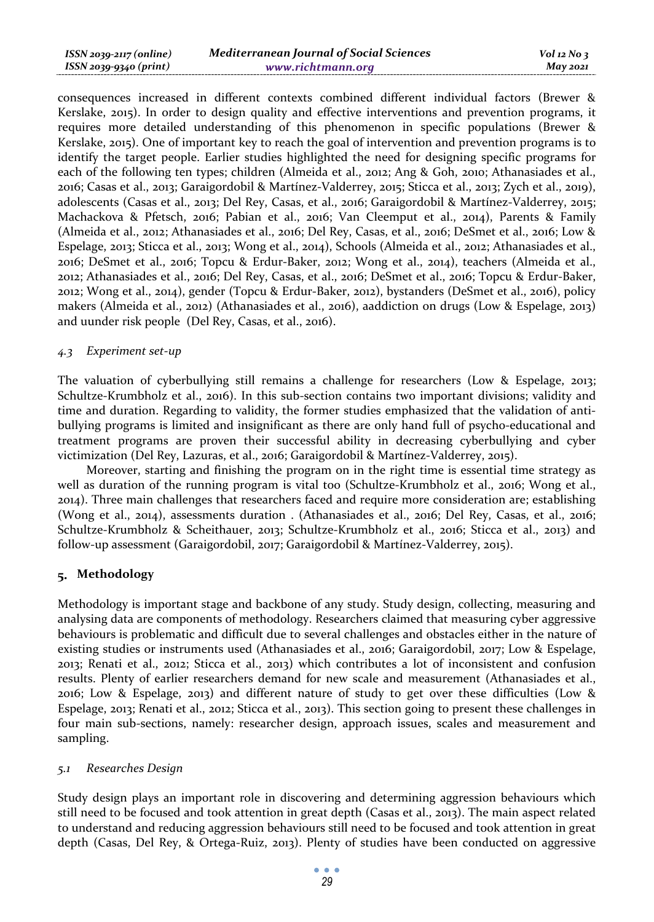consequences increased in different contexts combined different individual factors (Brewer & Kerslake, 2015). In order to design quality and effective interventions and prevention programs, it requires more detailed understanding of this phenomenon in specific populations (Brewer & Kerslake, 2015). One of important key to reach the goal of intervention and prevention programs is to identify the target people. Earlier studies highlighted the need for designing specific programs for each of the following ten types; children (Almeida et al., 2012; Ang & Goh, 2010; Athanasiades et al., 2016; Casas et al., 2013; Garaigordobil & Martínez-Valderrey, 2015; Sticca et al., 2013; Zych et al., 2019), adolescents (Casas et al., 2013; Del Rey, Casas, et al., 2016; Garaigordobil & Martínez-Valderrey, 2015; Machackova & Pfetsch, 2016; Pabian et al., 2016; Van Cleemput et al., 2014), Parents & Family (Almeida et al., 2012; Athanasiades et al., 2016; Del Rey, Casas, et al., 2016; DeSmet et al., 2016; Low & Espelage, 2013; Sticca et al., 2013; Wong et al., 2014), Schools (Almeida et al., 2012; Athanasiades et al., 2016; DeSmet et al., 2016; Topcu & Erdur-Baker, 2012; Wong et al., 2014), teachers (Almeida et al., 2012; Athanasiades et al., 2016; Del Rey, Casas, et al., 2016; DeSmet et al., 2016; Topcu & Erdur-Baker, 2012; Wong et al., 2014), gender (Topcu & Erdur-Baker, 2012), bystanders (DeSmet et al., 2016), policy makers (Almeida et al., 2012) (Athanasiades et al., 2016), aaddiction on drugs (Low & Espelage, 2013) and uunder risk people (Del Rey, Casas, et al., 2016).

### *4.3 Experiment set-up*

The valuation of cyberbullying still remains a challenge for researchers (Low & Espelage, 2013; Schultze-Krumbholz et al., 2016). In this sub-section contains two important divisions; validity and time and duration. Regarding to validity, the former studies emphasized that the validation of anti-bullying programs is limited and insignificant as there are only hand full of psycho-educational and treatment programs are proven their successful ability in decreasing cyberbullying and cyber victimization (Del Rey, Lazuras, et al., 2016; Garaigordobil & Martínez-Valderrey, 2015).

Moreover, starting and finishing the program on in the right time is essential time strategy as well as duration of the running program is vital too (Schultze-Krumbholz et al., 2016; Wong et al., 2014). Three main challenges that researchers faced and require more consideration are; establishing (Wong et al., 2014), assessments duration . (Athanasiades et al., 2016; Del Rey, Casas, et al., 2016; Schultze-Krumbholz & Scheithauer, 2013; Schultze-Krumbholz et al., 2016; Sticca et al., 2013) and follow-up assessment (Garaigordobil, 2017; Garaigordobil & Martínez-Valderrey, 2015).

## 5. Methodology

Methodology is important stage and backbone of any study. Study design, collecting, measuring and analysing data are components of methodology. Researchers claimed that measuring cyber aggressive behaviours is problematic and difficult due to several challenges and obstacles either in the nature of existing studies or instruments used (Athanasiades et al., 2016; Garaigordobil, 2017; Low & Espelage, 2013; Renati et al., 2012; Sticca et al., 2013) which contributes a lot of inconsistent and confusion results. Plenty of earlier researchers demand for new scale and measurement (Athanasiades et al., 2016; Low & Espelage, 2013) and different nature of study to get over these difficulties (Low & Espelage, 2013; Renati et al., 2012; Sticca et al., 2013). This section going to present these challenges in four main sub-sections, namely: researcher design, approach issues, scales and measurement and sampling.

### *5.1 Researches Design*

Study design plays an important role in discovering and determining aggression behaviours which still need to be focused and took attention in great depth (Casas et al., 2013). The main aspect related to understand and reducing aggression behaviours still need to be focused and took attention in great depth (Casas, Del Rey, & Ortega-Ruiz, 2013). Plenty of studies have been conducted on aggressive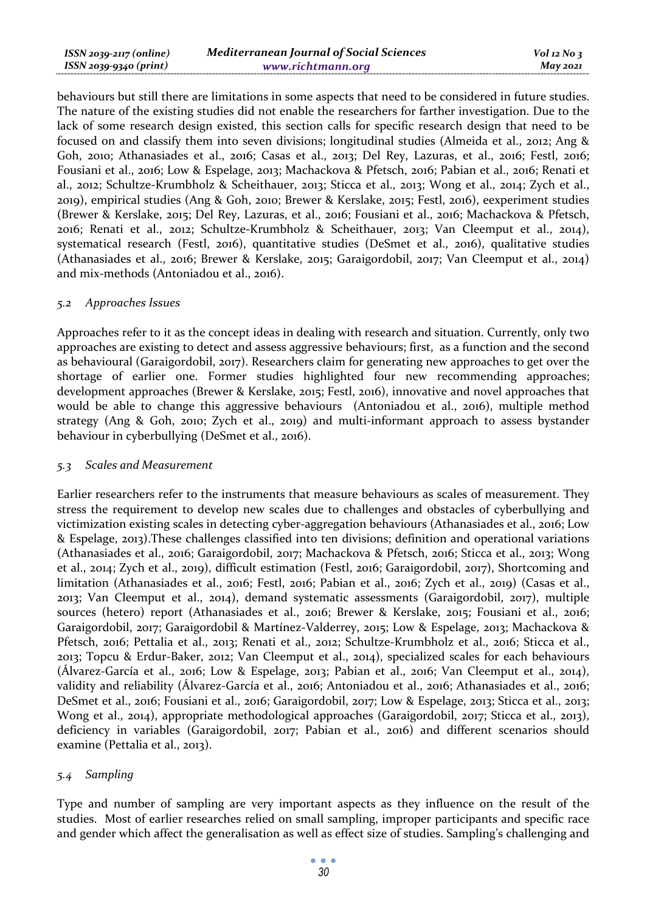behaviours but still there are limitations in some aspects that need to be considered in future studies. The nature of the existing studies did not enable the researchers for farther investigation. Due to the lack of some research design existed, this section calls for specific research design that need to be focused on and classify them into seven divisions; longitudinal studies (Almeida et al., 2012; Ang & Goh, 2010; Athanasiades et al., 2016; Casas et al., 2013; Del Rey, Lazuras, et al., 2016; Festl, 2016; Fousiani et al., 2016; Low & Espelage, 2013; Machackova & Pfetsch, 2016; Pabian et al., 2016; Renati et al., 2012; Schultze-Krumbholz & Scheithauer, 2013; Sticca et al., 2013; Wong et al., 2014; Zych et al., 2019), empirical studies (Ang & Goh, 2010; Brewer & Kerslake, 2015; Festl, 2016), eexperiment studies (Brewer & Kerslake, 2015; Del Rey, Lazuras, et al., 2016; Fousiani et al., 2016; Machackova & Pfetsch, 2016; Renati et al., 2012; Schultze-Krumbholz & Scheithauer, 2013; Van Cleemput et al., 2014), systematical research (Festl, 2016), quantitative studies (DeSmet et al., 2016), qualitative studies (Athanasiades et al., 2016; Brewer & Kerslake, 2015; Garaigordobil, 2017; Van Cleemput et al., 2014) and mix-methods (Antoniadou et al., 2016).

### 5.2 *Approaches Issues*

Approaches refer to it as the concept ideas in dealing with research and situation. Currently, only two approaches are existing to detect and assess aggressive behaviours; first, as a function and the second as behavioural (Garaigordobil, 2017). Researchers claim for generating new approaches to get over the shortage of earlier one. Former studies highlighted four new recommending approaches; development approaches (Brewer & Kerslake, 2015; Festl, 2016), innovative and novel approaches that would be able to change this aggressive behaviours (Antoniadou et al., 2016), multiple method strategy (Ang & Goh, 2010; Zych et al., 2019) and multi-informant approach to assess bystander behaviour in cyberbullying (DeSmet et al., 2016).

### 5.3 *Scales and Measurement*

Earlier researchers refer to the instruments that measure behaviours as scales of measurement. They stress the requirement to develop new scales due to challenges and obstacles of cyberbullying and victimization existing scales in detecting cyber-aggregation behaviours (Athanasiades et al., 2016; Low & Espelage, 2013).These challenges classified into ten divisions; definition and operational variations (Athanasiades et al., 2016; Garaigordobil, 2017; Machackova & Pfetsch, 2016; Sticca et al., 2013; Wong et al., 2014; Zych et al., 2019), difficult estimation (Festl, 2016; Garaigordobil, 2017), Shortcoming and limitation (Athanasiades et al., 2016; Festl, 2016; Pabian et al., 2016; Zych et al., 2019) (Casas et al., 2013; Van Cleemput et al., 2014), demand systematic assessments (Garaigordobil, 2017), multiple sources (hetero) report (Athanasiades et al., 2016; Brewer & Kerslake, 2015; Fousiani et al., 2016; Garaigordobil, 2017; Garaigordobil & Martínez-Valderrey, 2015; Low & Espelage, 2013; Machackova & Pfetsch, 2016; Pettalia et al., 2013; Renati et al., 2012; Schultze-Krumbholz et al., 2016; Sticca et al., 2013; Topcu & Erdur-Baker, 2012; Van Cleemput et al., 2014), specialized scales for each behaviours (Álvarez-García et al., 2016; Low & Espelage, 2013; Pabian et al., 2016; Van Cleemput et al., 2014), validity and reliability (Álvarez-García et al., 2016; Antoniadou et al., 2016; Athanasiades et al., 2016; DeSmet et al., 2016; Fousiani et al., 2016; Garaigordobil, 2017; Low & Espelage, 2013; Sticca et al., 2013; Wong et al., 2014), appropriate methodological approaches (Garaigordobil, 2017; Sticca et al., 2013), deficiency in variables (Garaigordobil, 2017; Pabian et al., 2016) and different scenarios should examine (Pettalia et al., 2013).

### 5.4 *Sampling*

Type and number of sampling are very important aspects as they influence on the result of the studies. Most of earlier researches relied on small sampling, improper participants and specific race and gender which affect the generalisation as well as effect size of studies. Sampling's challenging and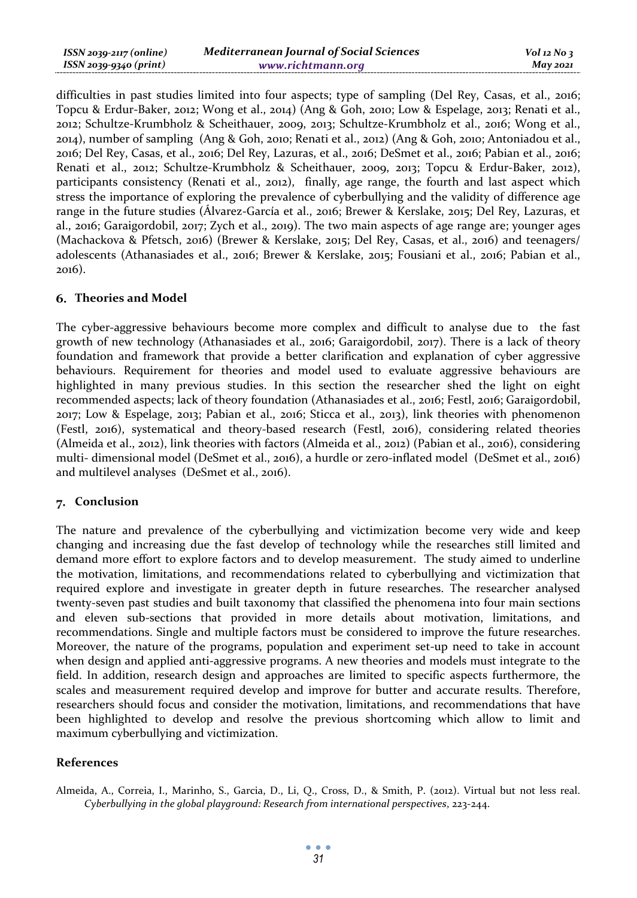difficulties in past studies limited into four aspects; type of sampling (Del Rey, Casas, et al., 2016; Topcu & Erdur-Baker, 2012; Wong et al., 2014) (Ang & Goh, 2010; Low & Espelage, 2013; Renati et al., 2012; Schultze-Krumbholz & Scheithauer, 2009, 2013; Schultze-Krumbholz et al., 2016; Wong et al., 2014), number of sampling (Ang & Goh, 2010; Renati et al., 2012) (Ang & Goh, 2010; Antoniadou et al., 2016; Del Rey, Casas, et al., 2016; Del Rey, Lazuras, et al., 2016; DeSmet et al., 2016; Pabian et al., 2016; Renati et al., 2012; Schultze-Krumbholz & Scheithauer, 2009, 2013; Topcu & Erdur-Baker, 2012), participants consistency (Renati et al., 2012), finally, age range, the fourth and last aspect which stress the importance of exploring the prevalence of cyberbullying and the validity of difference age range in the future studies (Álvarez-García et al., 2016; Brewer & Kerslake, 2015; Del Rey, Lazuras, et al., 2016; Garaigordobil, 2017; Zych et al., 2019). The two main aspects of age range are; younger ages (Machackova & Pfetsch, 2016) (Brewer & Kerslake, 2015; Del Rey, Casas, et al., 2016) and teenagers/ adolescents (Athanasiades et al., 2016; Brewer & Kerslake, 2015; Fousiani et al., 2016; Pabian et al., 2016).

## 6. Theories and Model

The cyber-aggressive behaviours become more complex and difficult to analyse due to the fast growth of new technology (Athanasiades et al., 2016; Garaigordobil, 2017). There is a lack of theory foundation and framework that provide a better clarification and explanation of cyber aggressive behaviours. Requirement for theories and model used to evaluate aggressive behaviours are highlighted in many previous studies. In this section the researcher shed the light on eight recommended aspects; lack of theory foundation (Athanasiades et al., 2016; Festl, 2016; Garaigordobil, 2017; Low & Espelage, 2013; Pabian et al., 2016; Sticca et al., 2013), link theories with phenomenon (Festl, 2016), systematical and theory-based research (Festl, 2016), considering related theories (Almeida et al., 2012), link theories with factors (Almeida et al., 2012) (Pabian et al., 2016), considering multi- dimensional model (DeSmet et al., 2016), a hurdle or zero-inflated model (DeSmet et al., 2016) and multilevel analyses (DeSmet et al., 2016).

## 7. Conclusion

The nature and prevalence of the cyberbullying and victimization become very wide and keep changing and increasing due the fast develop of technology while the researches still limited and demand more effort to explore factors and to develop measurement. The study aimed to underline the motivation, limitations, and recommendations related to cyberbullying and victimization that required explore and investigate in greater depth in future researches. The researcher analysed twenty-seven past studies and built taxonomy that classified the phenomena into four main sections and eleven sub-sections that provided in more details about motivation, limitations, and recommendations. Single and multiple factors must be considered to improve the future researches. Moreover, the nature of the programs, population and experiment set-up need to take in account when design and applied anti-aggressive programs. A new theories and models must integrate to the field. In addition, research design and approaches are limited to specific aspects furthermore, the scales and measurement required develop and improve for butter and accurate results. Therefore, researchers should focus and consider the motivation, limitations, and recommendations that have been highlighted to develop and resolve the previous shortcoming which allow to limit and maximum cyberbullying and victimization.

## References

Almeida, A., Correia, I., Marinho, S., Garcia, D., Li, Q., Cross, D., & Smith, P. (2012). Virtual but not less real. *Cyberbullying in the global playground: Research from international perspectives*, 223-244.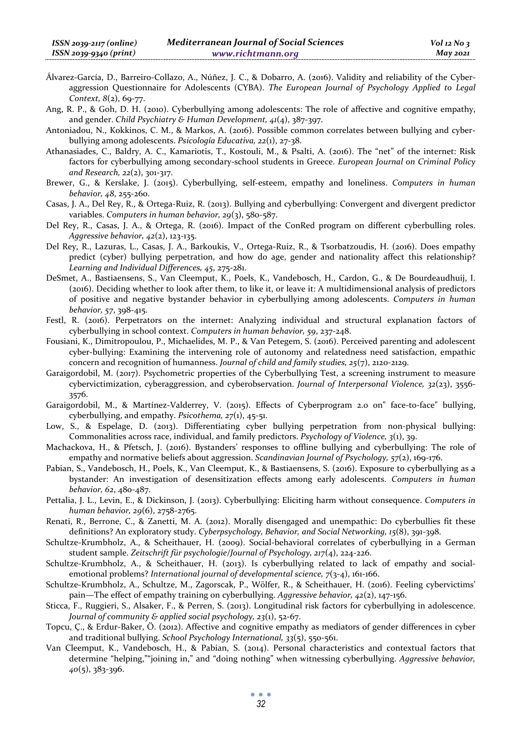Álvarez-García, D., Barreiro-Collazo, A., Núñez, J. C., & Dobarro, A. (2016). Validity and reliability of the Cyber-aggression Questionnaire for Adolescents (CYBA). *The European Journal of Psychology Applied to Legal Context, 8*(2), 69-77.

Ang, R. P., & Goh, D. H. (2010). Cyberbullying among adolescents: The role of affective and cognitive empathy, and gender. *Child Psychiatry & Human Development, 41*(4), 387-397.

Antoniadou, N., Kokkinos, C. M., & Markos, A. (2016). Possible common correlates between bullying and cyber-bullying among adolescents. *Psicología Educativa, 22*(1), 27-38.

Athanasiades, C., Baldry, A. C., Kamariotis, T., Kostouli, M., & Psalti, A. (2016). The "net" of the internet: Risk factors for cyberbullying among secondary-school students in Greece. *European Journal on Criminal Policy and Research, 22*(2), 301-317.

Brewer, G., & Kerslake, J. (2015). Cyberbullying, self-esteem, empathy and loneliness. *Computers in human behavior, 48,* 255-260.

Casas, J. A., Del Rey, R., & Ortega-Ruiz, R. (2013). Bullying and cyberbullying: Convergent and divergent predictor variables. *Computers in human behavior, 29*(3), 580-587.

Del Rey, R., Casas, J. A., & Ortega, R. (2016). Impact of the ConRed program on different cyberbulling roles. *Aggressive behavior, 42*(2), 123-135.

Del Rey, R., Lazuras, L., Casas, J. A., Barkoukis, V., Ortega-Ruiz, R., & Tsorbatzoudis, H. (2016). Does empathy predict (cyber) bullying perpetration, and how do age, gender and nationality affect this relationship? *Learning and Individual Differences, 45*, 275-281.

DeSmet, A., Bastiaensens, S., Van Cleemput, K., Poels, K., Vandebosch, H., Cardon, G., & De Bourdeaudhuij, I. (2016). Deciding whether to look after them, to like it, or leave it: A multidimensional analysis of predictors of positive and negative bystander behavior in cyberbullying among adolescents. *Computers in human behavior, 57*, 398-415.

Festl, R. (2016). Perpetrators on the internet: Analyzing individual and structural explanation factors of cyberbullying in school context. *Computers in human behavior, 59*, 237-248.

Fousiani, K., Dimitropoulou, P., Michaelides, M. P., & Van Petegem, S. (2016). Perceived parenting and adolescent cyber-bullying: Examining the intervening role of autonomy and relatedness need satisfaction, empathic concern and recognition of humanness. *Journal of child and family studies, 25*(7), 2120-2129.

Garaigordobil, M. (2017). Psychometric properties of the Cyberbullying Test, a screening instrument to measure cybervictimization, cyberaggression, and cyberobservation. *Journal of Interpersonal Violence, 32*(23), 3556-3576.

Garaigordobil, M., & Martínez-Valderrey, V. (2015). Effects of Cyberprogram 2.0 on" face-to-face" bullying, cyberbullying, and empathy. *Psicothema, 27*(1), 45-51.

Low, S., & Espelage, D. (2013). Differentiating cyber bullying perpetration from non-physical bullying: Commonalities across race, individual, and family predictors. *Psychology of Violence, 3*(1), 39.

Machackova, H., & Pfetsch, J. (2016). Bystanders' responses to offline bullying and cyberbullying: The role of empathy and normative beliefs about aggression. *Scandinavian Journal of Psychology, 57*(2), 169-176.

Pabian, S., Vandebosch, H., Poels, K., Van Cleemput, K., & Bastiaensens, S. (2016). Exposure to cyberbullying as a bystander: An investigation of desensitization effects among early adolescents. *Computers in human behavior, 62*, 480-487.

Pettalia, J. L., Levin, E., & Dickinson, J. (2013). Cyberbullying: Eliciting harm without consequence. *Computers in human behavior, 29*(6), 2758-2765.

Renati, R., Berrone, C., & Zanetti, M. A. (2012). Morally disengaged and unempathic: Do cyberbullies fit these definitions? An exploratory study. *Cyberpsychology, Behavior, and Social Networking, 15*(8), 391-398.

Schultze-Krumbholz, A., & Scheithauer, H. (2009). Social-behavioral correlates of cyberbullying in a German student sample. *Zeitschrift für psychologie/Journal of Psychology, 217*(4), 224-226.

Schultze-Krumbholz, A., & Scheithauer, H. (2013). Is cyberbullying related to lack of empathy and social-emotional problems? *International journal of developmental science, 7*(3-4), 161-166.

Schultze-Krumbholz, A., Schultze, M., Zagorscak, P., Wölfer, R., & Scheithauer, H. (2016). Feeling cybervictims' pain—The effect of empathy training on cyberbullying. *Aggressive behavior, 42*(2), 147-156.

Sticca, F., Ruggieri, S., Alsaker, F., & Perren, S. (2013). Longitudinal risk factors for cyberbullying in adolescence. *Journal of community & applied social psychology, 23*(1), 52-67.

Topcu, Ç., & Erdur-Baker, Ö. (2012). Affective and cognitive empathy as mediators of gender differences in cyber and traditional bullying. *School Psychology International, 33*(5), 550-561.

Van Cleemput, K., Vandebosch, H., & Pabian, S. (2014). Personal characteristics and contextual factors that determine "helping,""joining in," and "doing nothing" when witnessing cyberbullying. *Aggressive behavior, 40*(5), 383-396.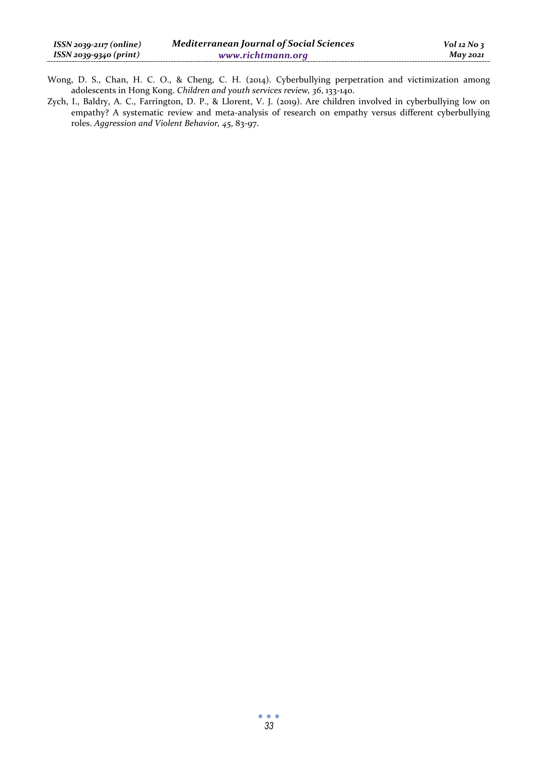Wong, D. S., Chan, H. C. O., & Cheng, C. H. (2014). Cyberbullying perpetration and victimization among adolescents in Hong Kong. *Children and youth services review, 36*, 133-140.

Zych, I., Baldry, A. C., Farrington, D. P., & Llorent, V. J. (2019). Are children involved in cyberbullying low on empathy? A systematic review and meta-analysis of research on empathy versus different cyberbullying roles. *Aggression and Violent Behavior, 45*, 83-97.